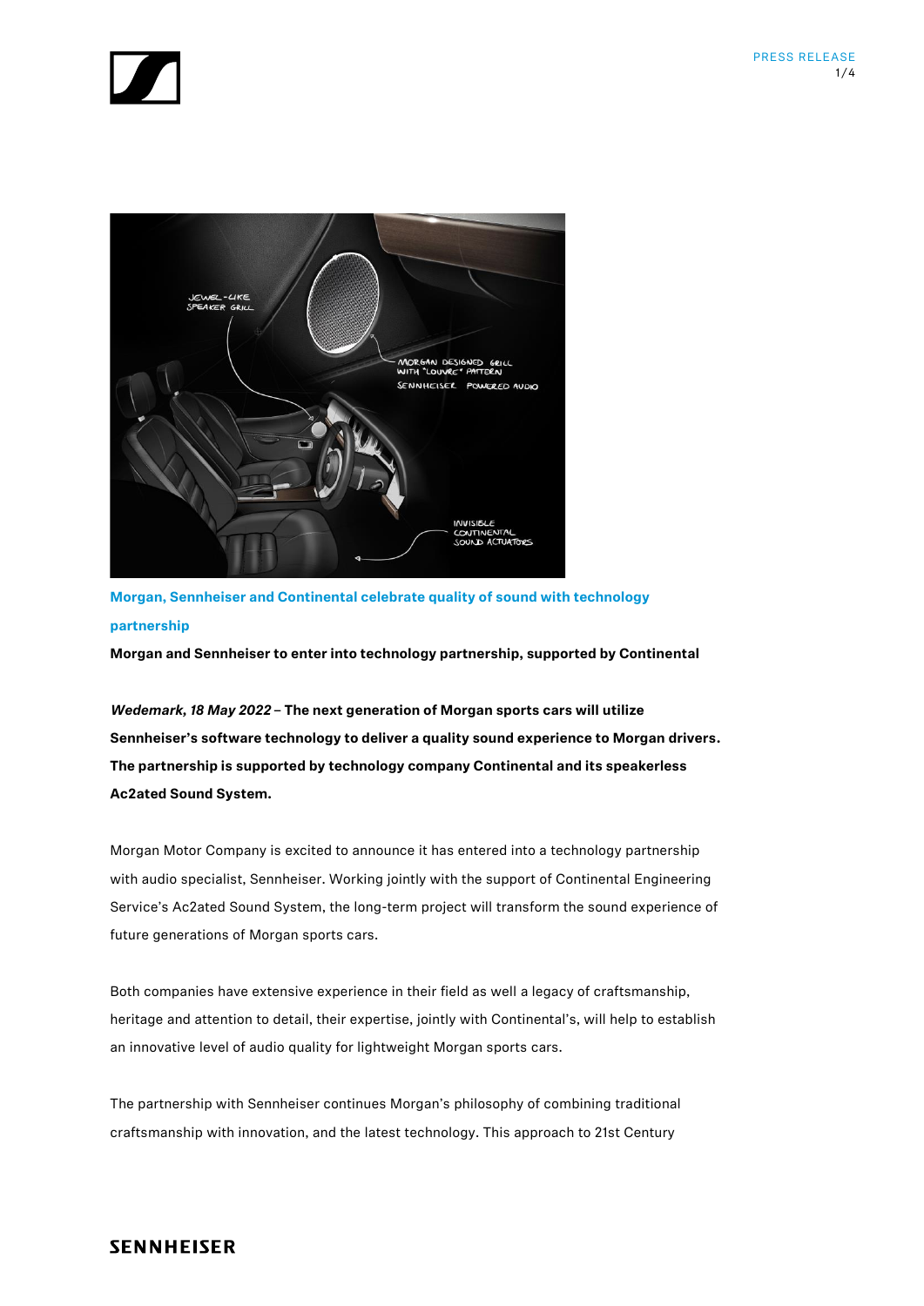## Morgan, Sennheiser and Continental celebrate quality of sound with technology partnership

**Morgan and Sennheiser to enter into technology partnership, supported by Continental**

***Wedemark, 18 May 2022*** – **The next generation of Morgan sports cars will utilize Sennheiser's software technology to deliver a quality sound experience to Morgan drivers. The partnership is supported by technology company Continental and its speakerless Ac2ated Sound System.**

Morgan Motor Company is excited to announce it has entered into a technology partnership with audio specialist, Sennheiser. Working jointly with the support of Continental Engineering Service's Ac2ated Sound System, the long-term project will transform the sound experience of future generations of Morgan sports cars.

Both companies have extensive experience in their field as well a legacy of craftsmanship, heritage and attention to detail, their expertise, jointly with Continental's, will help to establish an innovative level of audio quality for lightweight Morgan sports cars.

The partnership with Sennheiser continues Morgan's philosophy of combining traditional craftsmanship with innovation, and the latest technology. This approach to 21st Century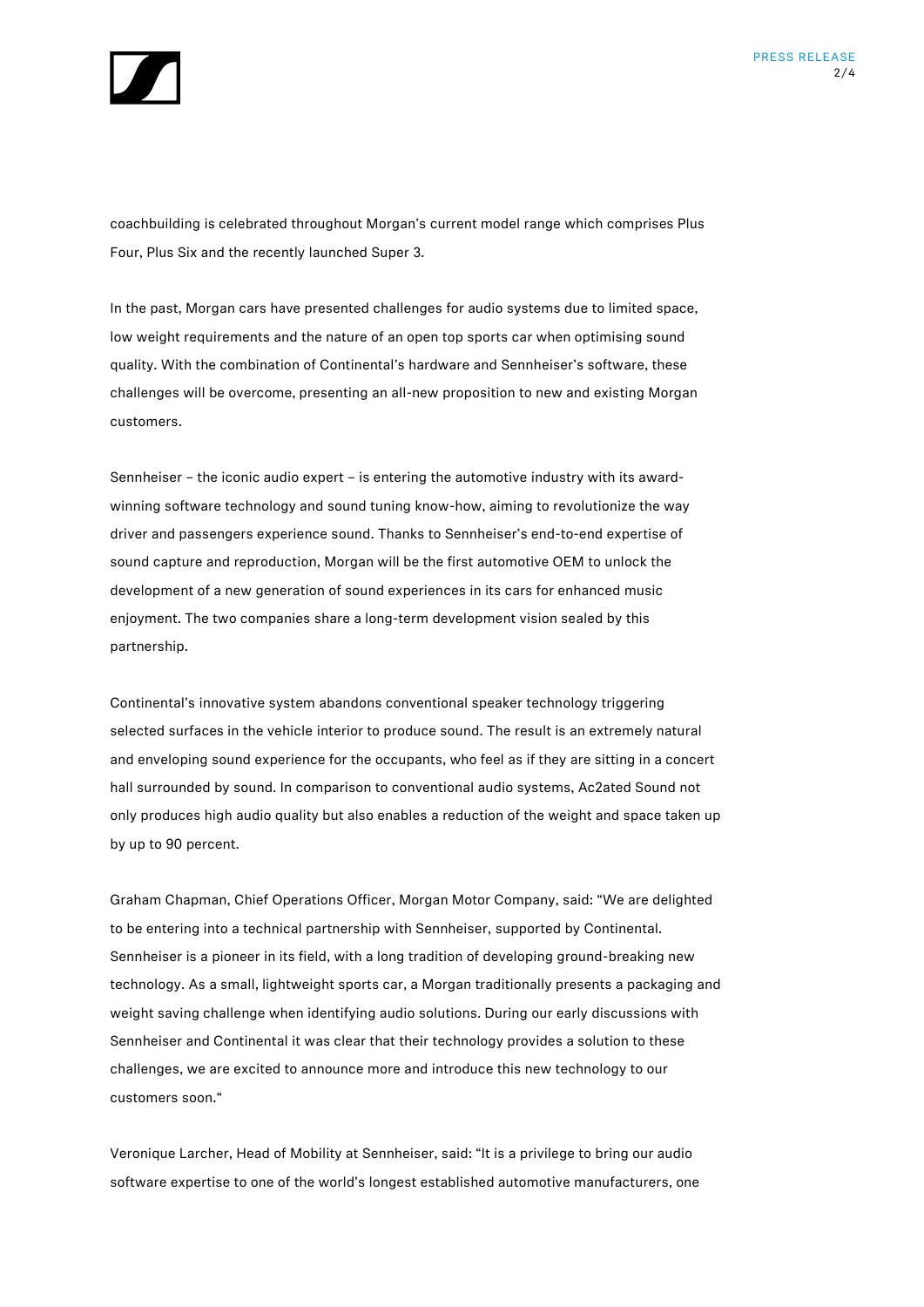coachbuilding is celebrated throughout Morgan's current model range which comprises Plus Four, Plus Six and the recently launched Super 3.

In the past, Morgan cars have presented challenges for audio systems due to limited space, low weight requirements and the nature of an open top sports car when optimising sound quality. With the combination of Continental's hardware and Sennheiser's software, these challenges will be overcome, presenting an all-new proposition to new and existing Morgan customers.

Sennheiser – the iconic audio expert – is entering the automotive industry with its award-winning software technology and sound tuning know-how, aiming to revolutionize the way driver and passengers experience sound. Thanks to Sennheiser's end-to-end expertise of sound capture and reproduction, Morgan will be the first automotive OEM to unlock the development of a new generation of sound experiences in its cars for enhanced music enjoyment. The two companies share a long-term development vision sealed by this partnership.

Continental's innovative system abandons conventional speaker technology triggering selected surfaces in the vehicle interior to produce sound. The result is an extremely natural and enveloping sound experience for the occupants, who feel as if they are sitting in a concert hall surrounded by sound. In comparison to conventional audio systems, Ac2ated Sound not only produces high audio quality but also enables a reduction of the weight and space taken up by up to 90 percent.

Graham Chapman, Chief Operations Officer, Morgan Motor Company, said: "We are delighted to be entering into a technical partnership with Sennheiser, supported by Continental. Sennheiser is a pioneer in its field, with a long tradition of developing ground-breaking new technology. As a small, lightweight sports car, a Morgan traditionally presents a packaging and weight saving challenge when identifying audio solutions. During our early discussions with Sennheiser and Continental it was clear that their technology provides a solution to these challenges, we are excited to announce more and introduce this new technology to our customers soon."

Veronique Larcher, Head of Mobility at Sennheiser, said: "It is a privilege to bring our audio software expertise to one of the world's longest established automotive manufacturers, one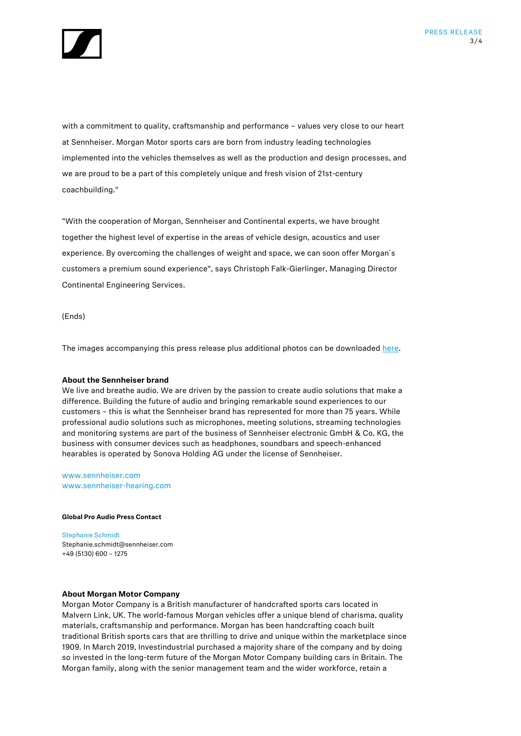with a commitment to quality, craftsmanship and performance – values very close to our heart at Sennheiser. Morgan Motor sports cars are born from industry leading technologies implemented into the vehicles themselves as well as the production and design processes, and we are proud to be a part of this completely unique and fresh vision of 21st-century coachbuilding."

"With the cooperation of Morgan, Sennheiser and Continental experts, we have brought together the highest level of expertise in the areas of vehicle design, acoustics and user experience. By overcoming the challenges of weight and space, we can soon offer Morgan´s customers a premium sound experience", says Christoph Falk-Gierlinger, Managing Director Continental Engineering Services.

(Ends)

The images accompanying this press release plus additional photos can be downloaded here.

**About the Sennheiser brand**
We live and breathe audio. We are driven by the passion to create audio solutions that make a difference. Building the future of audio and bringing remarkable sound experiences to our customers – this is what the Sennheiser brand has represented for more than 75 years. While professional audio solutions such as microphones, meeting solutions, streaming technologies and monitoring systems are part of the business of Sennheiser electronic GmbH & Co. KG, the business with consumer devices such as headphones, soundbars and speech-enhanced hearables is operated by Sonova Holding AG under the license of Sennheiser.

www.sennheiser.com
www.sennheiser-hearing.com

**Global Pro Audio Press Contact**

Stephanie Schmidt
Stephanie.schmidt@sennheiser.com
+49 (5130) 600 – 1275

**About Morgan Motor Company**
Morgan Motor Company is a British manufacturer of handcrafted sports cars located in Malvern Link, UK. The world-famous Morgan vehicles offer a unique blend of charisma, quality materials, craftsmanship and performance. Morgan has been handcrafting coach built traditional British sports cars that are thrilling to drive and unique within the marketplace since 1909. In March 2019, Investindustrial purchased a majority share of the company and by doing so invested in the long-term future of the Morgan Motor Company building cars in Britain. The Morgan family, along with the senior management team and the wider workforce, retain a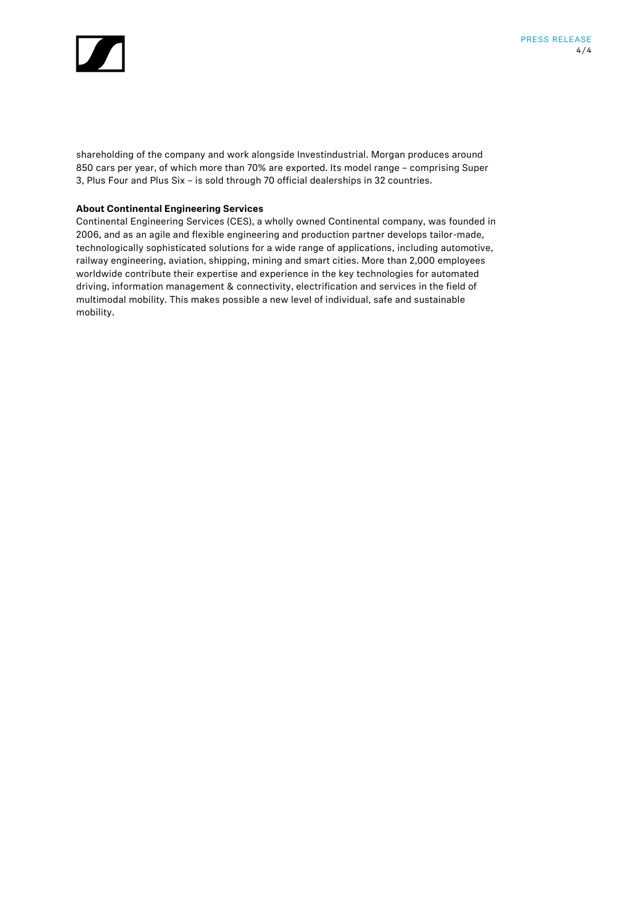shareholding of the company and work alongside Investindustrial. Morgan produces around 850 cars per year, of which more than 70% are exported. Its model range – comprising Super 3, Plus Four and Plus Six – is sold through 70 official dealerships in 32 countries.

**About Continental Engineering Services**

Continental Engineering Services (CES), a wholly owned Continental company, was founded in 2006, and as an agile and flexible engineering and production partner develops tailor-made, technologically sophisticated solutions for a wide range of applications, including automotive, railway engineering, aviation, shipping, mining and smart cities. More than 2,000 employees worldwide contribute their expertise and experience in the key technologies for automated driving, information management & connectivity, electrification and services in the field of multimodal mobility. This makes possible a new level of individual, safe and sustainable mobility.